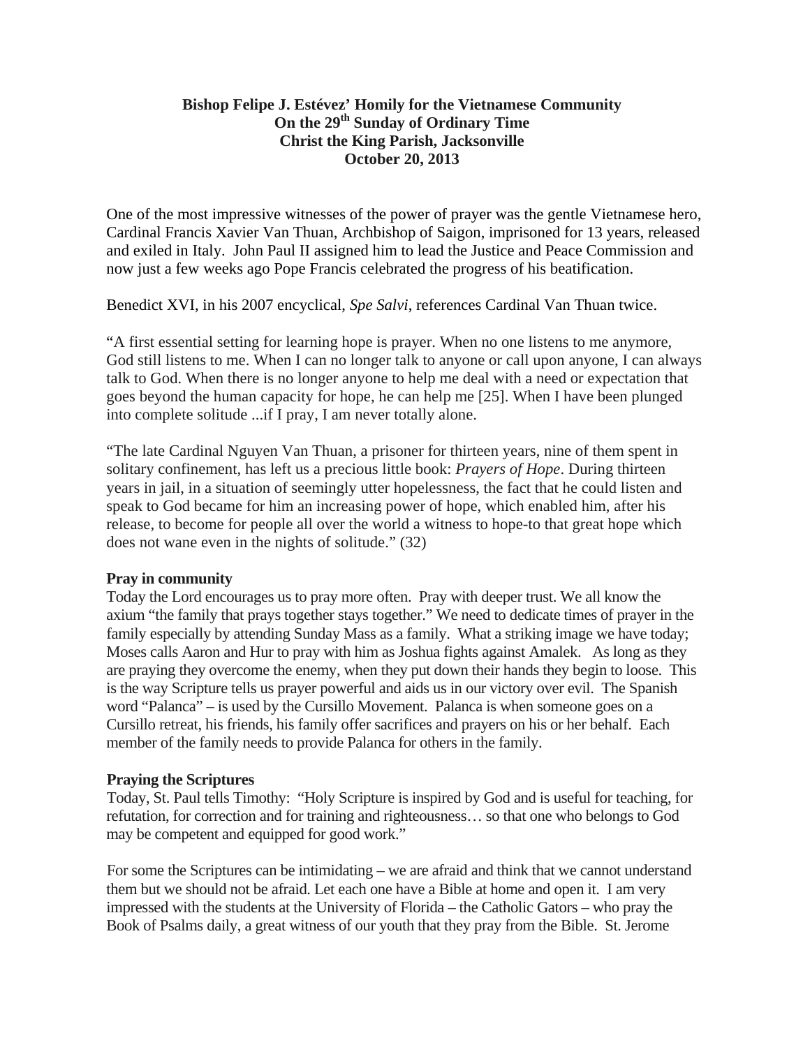**Bishop Felipe J. Estévez' Homily for the Vietnamese Community**
**On the 29th Sunday of Ordinary Time**
**Christ the King Parish, Jacksonville**
**October 20, 2013**

One of the most impressive witnesses of the power of prayer was the gentle Vietnamese hero, Cardinal Francis Xavier Van Thuan, Archbishop of Saigon, imprisoned for 13 years, released and exiled in Italy. John Paul II assigned him to lead the Justice and Peace Commission and now just a few weeks ago Pope Francis celebrated the progress of his beatification.

Benedict XVI, in his 2007 encyclical, *Spe Salvi*, references Cardinal Van Thuan twice.

"A first essential setting for learning hope is prayer. When no one listens to me anymore, God still listens to me. When I can no longer talk to anyone or call upon anyone, I can always talk to God. When there is no longer anyone to help me deal with a need or expectation that goes beyond the human capacity for hope, he can help me [25]. When I have been plunged into complete solitude ...if I pray, I am never totally alone.

"The late Cardinal Nguyen Van Thuan, a prisoner for thirteen years, nine of them spent in solitary confinement, has left us a precious little book: *Prayers of Hope*. During thirteen years in jail, in a situation of seemingly utter hopelessness, the fact that he could listen and speak to God became for him an increasing power of hope, which enabled him, after his release, to become for people all over the world a witness to hope-to that great hope which does not wane even in the nights of solitude." (32)

**Pray in community**

Today the Lord encourages us to pray more often. Pray with deeper trust. We all know the axium "the family that prays together stays together." We need to dedicate times of prayer in the family especially by attending Sunday Mass as a family. What a striking image we have today; Moses calls Aaron and Hur to pray with him as Joshua fights against Amalek. As long as they are praying they overcome the enemy, when they put down their hands they begin to loose. This is the way Scripture tells us prayer powerful and aids us in our victory over evil. The Spanish word "Palanca" – is used by the Cursillo Movement. Palanca is when someone goes on a Cursillo retreat, his friends, his family offer sacrifices and prayers on his or her behalf. Each member of the family needs to provide Palanca for others in the family.

**Praying the Scriptures**

Today, St. Paul tells Timothy: "Holy Scripture is inspired by God and is useful for teaching, for refutation, for correction and for training and righteousness… so that one who belongs to God may be competent and equipped for good work."

For some the Scriptures can be intimidating – we are afraid and think that we cannot understand them but we should not be afraid. Let each one have a Bible at home and open it. I am very impressed with the students at the University of Florida – the Catholic Gators – who pray the Book of Psalms daily, a great witness of our youth that they pray from the Bible. St. Jerome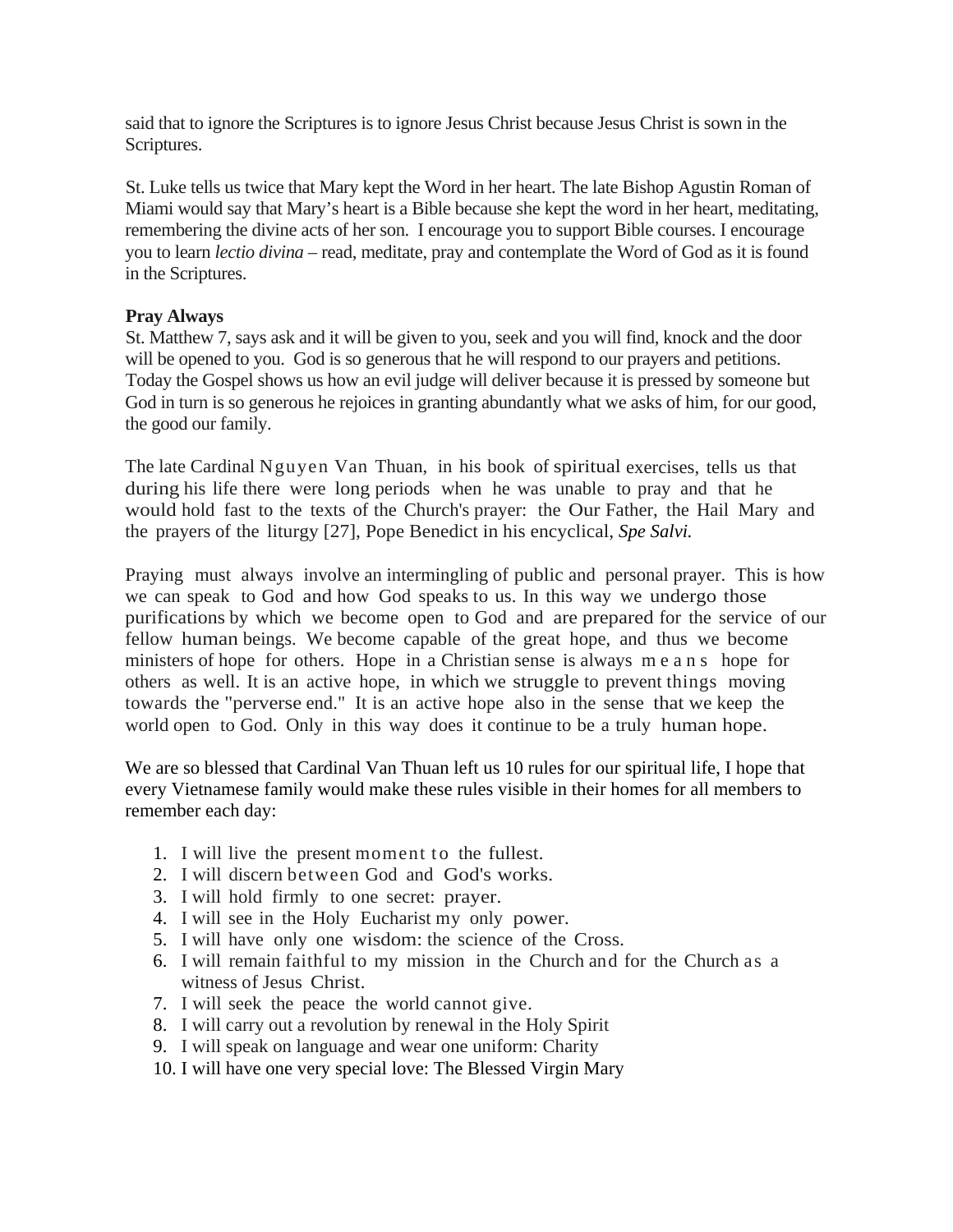said that to ignore the Scriptures is to ignore Jesus Christ because Jesus Christ is sown in the Scriptures.

St. Luke tells us twice that Mary kept the Word in her heart. The late Bishop Agustin Roman of Miami would say that Mary's heart is a Bible because she kept the word in her heart, meditating, remembering the divine acts of her son. I encourage you to support Bible courses. I encourage you to learn *lectio divina* – read, meditate, pray and contemplate the Word of God as it is found in the Scriptures.

**Pray Always**

St. Matthew 7, says ask and it will be given to you, seek and you will find, knock and the door will be opened to you. God is so generous that he will respond to our prayers and petitions. Today the Gospel shows us how an evil judge will deliver because it is pressed by someone but God in turn is so generous he rejoices in granting abundantly what we asks of him, for our good, the good our family.

The late Cardinal Nguyen Van Thuan, in his book of spiritual exercises, tells us that during his life there were long periods when he was unable to pray and that he would hold fast to the texts of the Church's prayer: the Our Father, the Hail Mary and the prayers of the liturgy [27], Pope Benedict in his encyclical, *Spe Salvi.*

Praying must always involve an intermingling of public and personal prayer. This is how we can speak to God and how God speaks to us. In this way we undergo those purifications by which we become open to God and are prepared for the service of our fellow human beings. We become capable of the great hope, and thus we become ministers of hope for others. Hope in a Christian sense is always means hope for others as well. It is an active hope, in which we struggle to prevent things moving towards the "perverse end." It is an active hope also in the sense that we keep the world open to God. Only in this way does it continue to be a truly human hope.

We are so blessed that Cardinal Van Thuan left us 10 rules for our spiritual life, I hope that every Vietnamese family would make these rules visible in their homes for all members to remember each day:

1. I will live the present moment to the fullest.
2. I will discern between God and God's works.
3. I will hold firmly to one secret: prayer.
4. I will see in the Holy Eucharist my only power.
5. I will have only one wisdom: the science of the Cross.
6. I will remain faithful to my mission in the Church and for the Church as a witness of Jesus Christ.
7. I will seek the peace the world cannot give.
8. I will carry out a revolution by renewal in the Holy Spirit
9. I will speak on language and wear one uniform: Charity
10. I will have one very special love: The Blessed Virgin Mary